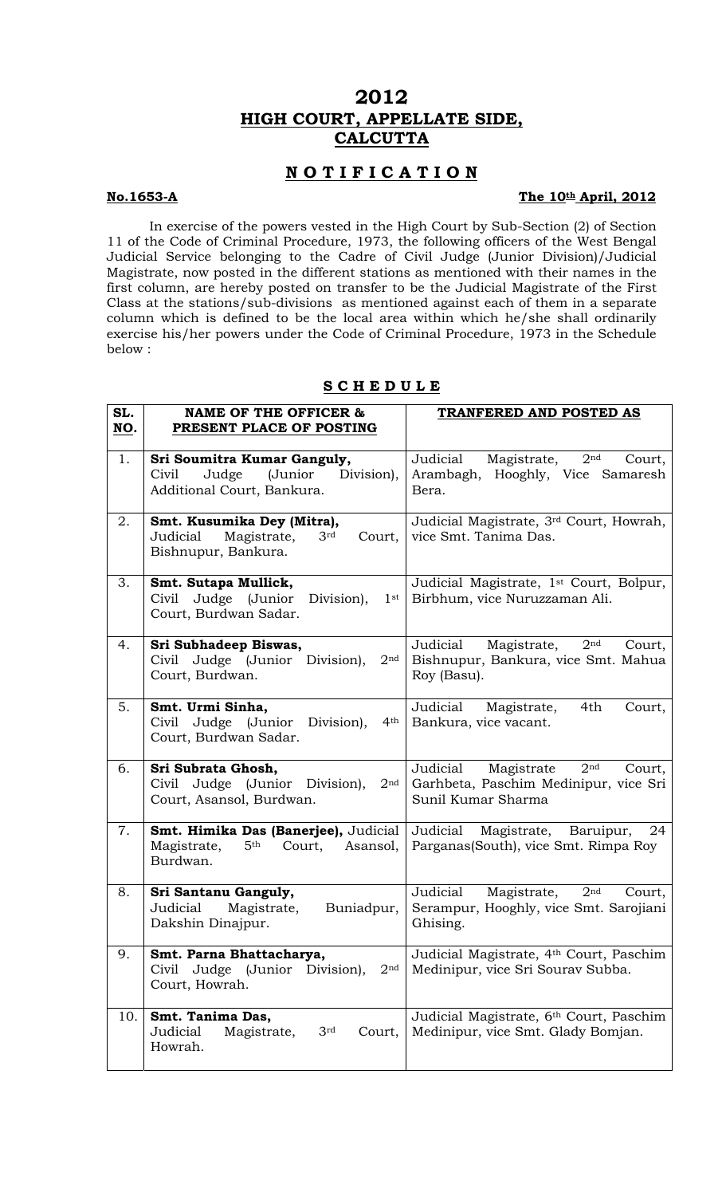# 2012
## HIGH COURT, APPELLATE SIDE, CALCUTTA

## N O T I F I C A T I O N

**No.1653-A** **The 10th April, 2012**

In exercise of the powers vested in the High Court by Sub-Section (2) of Section 11 of the Code of Criminal Procedure, 1973, the following officers of the West Bengal Judicial Service belonging to the Cadre of Civil Judge (Junior Division)/Judicial Magistrate, now posted in the different stations as mentioned with their names in the first column, are hereby posted on transfer to be the Judicial Magistrate of the First Class at the stations/sub-divisions as mentioned against each of them in a separate column which is defined to be the local area within which he/she shall ordinarily exercise his/her powers under the Code of Criminal Procedure, 1973 in the Schedule below :

## S C H E D U L E

| SL. NO. | NAME OF THE OFFICER & PRESENT PLACE OF POSTING | TRANFERED AND POSTED AS |
|---|---|---|
| 1. | **Sri Soumitra Kumar Ganguly,** Civil Judge (Junior Division), Additional Court, Bankura. | Judicial Magistrate, 2nd Court, Arambagh, Hooghly, Vice Samaresh Bera. |
| 2. | **Smt. Kusumika Dey (Mitra),** Judicial Magistrate, 3rd Court, Bishnupur, Bankura. | Judicial Magistrate, 3rd Court, Howrah, vice Smt. Tanima Das. |
| 3. | **Smt. Sutapa Mullick,** Civil Judge (Junior Division), 1st Court, Burdwan Sadar. | Judicial Magistrate, 1st Court, Bolpur, Birbhum, vice Nuruzzaman Ali. |
| 4. | **Sri Subhadeep Biswas,** Civil Judge (Junior Division), 2nd Court, Burdwan. | Judicial Magistrate, 2nd Court, Bishnupur, Bankura, vice Smt. Mahua Roy (Basu). |
| 5. | **Smt. Urmi Sinha,** Civil Judge (Junior Division), 4th Court, Burdwan Sadar. | Judicial Magistrate, 4th Court, Bankura, vice vacant. |
| 6. | **Sri Subrata Ghosh,** Civil Judge (Junior Division), 2nd Court, Asansol, Burdwan. | Judicial Magistrate 2nd Court, Garhbeta, Paschim Medinipur, vice Sri Sunil Kumar Sharma |
| 7. | **Smt. Himika Das (Banerjee),** Judicial Magistrate, 5th Court, Asansol, Burdwan. | Judicial Magistrate, Baruipur, 24 Parganas(South), vice Smt. Rimpa Roy |
| 8. | **Sri Santanu Ganguly,** Judicial Magistrate, Buniadpur, Dakshin Dinajpur. | Judicial Magistrate, 2nd Court, Serampur, Hooghly, vice Smt. Sarojiani Ghising. |
| 9. | **Smt. Parna Bhattacharya,** Civil Judge (Junior Division), 2nd Court, Howrah. | Judicial Magistrate, 4th Court, Paschim Medinipur, vice Sri Sourav Subba. |
| 10. | **Smt. Tanima Das,** Judicial Magistrate, 3rd Court, Howrah. | Judicial Magistrate, 6th Court, Paschim Medinipur, vice Smt. Glady Bomjan. |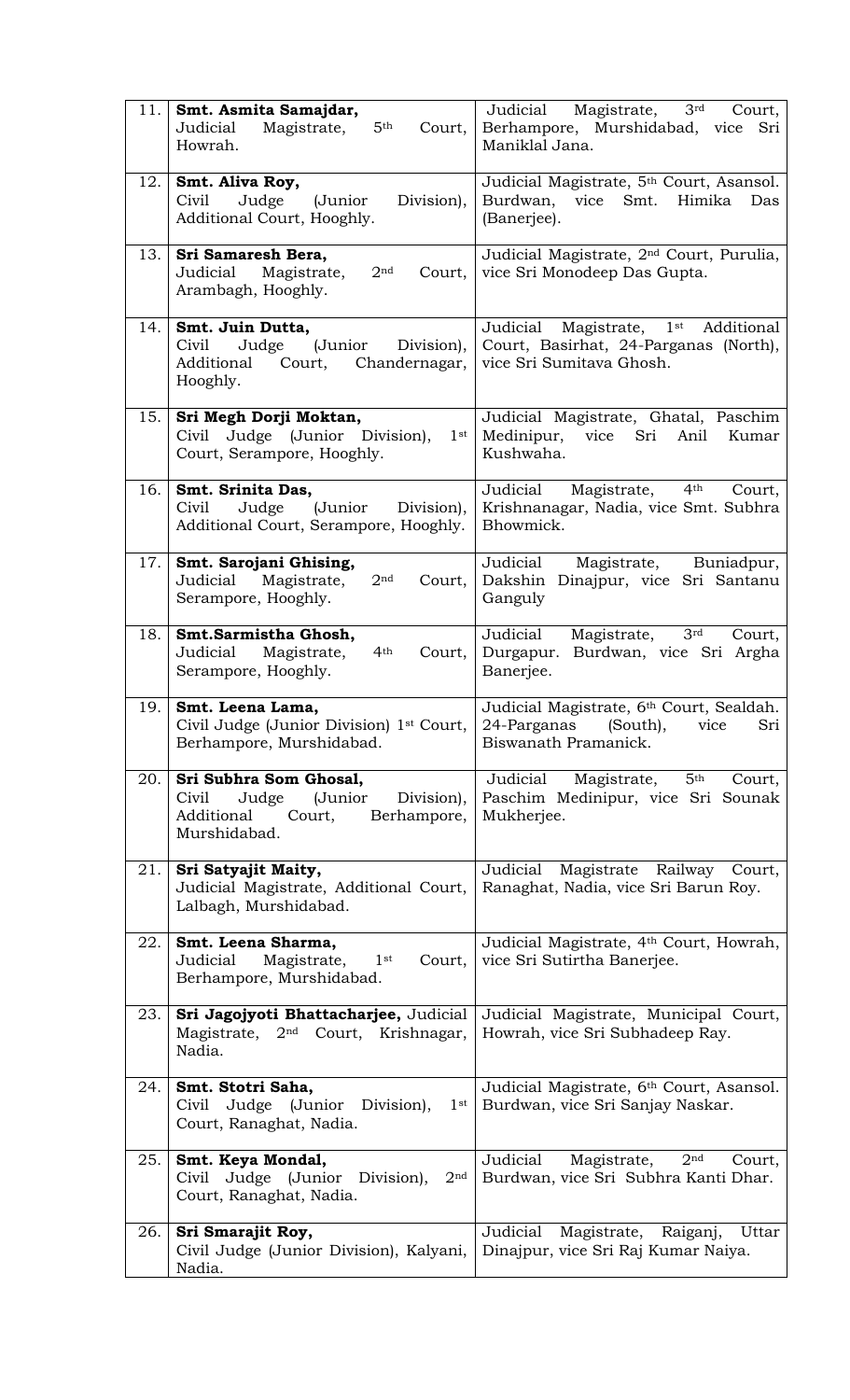| | | |
|---|---|---|
| 11. | **Smt. Asmita Samajdar,** Judicial Magistrate, 5th Court, Howrah. | Judicial Magistrate, 3rd Court, Berhampore, Murshidabad, vice Sri Maniklal Jana. |
| 12. | **Smt. Aliva Roy,** Civil Judge (Junior Division), Additional Court, Hooghly. | Judicial Magistrate, 5th Court, Asansol. Burdwan, vice Smt. Himika Das (Banerjee). |
| 13. | **Sri Samaresh Bera,** Judicial Magistrate, 2nd Court, Arambagh, Hooghly. | Judicial Magistrate, 2nd Court, Purulia, vice Sri Monodeep Das Gupta. |
| 14. | **Smt. Juin Dutta,** Civil Judge (Junior Division), Additional Court, Chandernagar, Hooghly. | Judicial Magistrate, 1st Additional Court, Basirhat, 24-Parganas (North), vice Sri Sumitava Ghosh. |
| 15. | **Sri Megh Dorji Moktan,** Civil Judge (Junior Division), 1st Court, Serampore, Hooghly. | Judicial Magistrate, Ghatal, Paschim Medinipur, vice Sri Anil Kumar Kushwaha. |
| 16. | **Smt. Srinita Das,** Civil Judge (Junior Division), Additional Court, Serampore, Hooghly. | Judicial Magistrate, 4th Court, Krishnanagar, Nadia, vice Smt. Subhra Bhowmick. |
| 17. | **Smt. Sarojani Ghising,** Judicial Magistrate, 2nd Court, Serampore, Hooghly. | Judicial Magistrate, Buniadpur, Dakshin Dinajpur, vice Sri Santanu Ganguly |
| 18. | **Smt.Sarmistha Ghosh,** Judicial Magistrate, 4th Court, Serampore, Hooghly. | Judicial Magistrate, 3rd Court, Durgapur. Burdwan, vice Sri Argha Banerjee. |
| 19. | **Smt. Leena Lama,** Civil Judge (Junior Division) 1st Court, Berhampore, Murshidabad. | Judicial Magistrate, 6th Court, Sealdah. 24-Parganas (South), vice Sri Biswanath Pramanick. |
| 20. | **Sri Subhra Som Ghosal,** Civil Judge (Junior Division), Additional Court, Berhampore, Murshidabad. | Judicial Magistrate, 5th Court, Paschim Medinipur, vice Sri Sounak Mukherjee. |
| 21. | **Sri Satyajit Maity,** Judicial Magistrate, Additional Court, Lalbagh, Murshidabad. | Judicial Magistrate Railway Court, Ranaghat, Nadia, vice Sri Barun Roy. |
| 22. | **Smt. Leena Sharma,** Judicial Magistrate, 1st Court, Berhampore, Murshidabad. | Judicial Magistrate, 4th Court, Howrah, vice Sri Sutirtha Banerjee. |
| 23. | **Sri Jagojyoti Bhattacharjee,** Judicial Magistrate, 2nd Court, Krishnagar, Nadia. | Judicial Magistrate, Municipal Court, Howrah, vice Sri Subhadeep Ray. |
| 24. | **Smt. Stotri Saha,** Civil Judge (Junior Division), 1st Court, Ranaghat, Nadia. | Judicial Magistrate, 6th Court, Asansol. Burdwan, vice Sri Sanjay Naskar. |
| 25. | **Smt. Keya Mondal,** Civil Judge (Junior Division), 2nd Court, Ranaghat, Nadia. | Judicial Magistrate, 2nd Court, Burdwan, vice Sri Subhra Kanti Dhar. |
| 26. | **Sri Smarajit Roy,** Civil Judge (Junior Division), Kalyani, Nadia. | Judicial Magistrate, Raiganj, Uttar Dinajpur, vice Sri Raj Kumar Naiya. |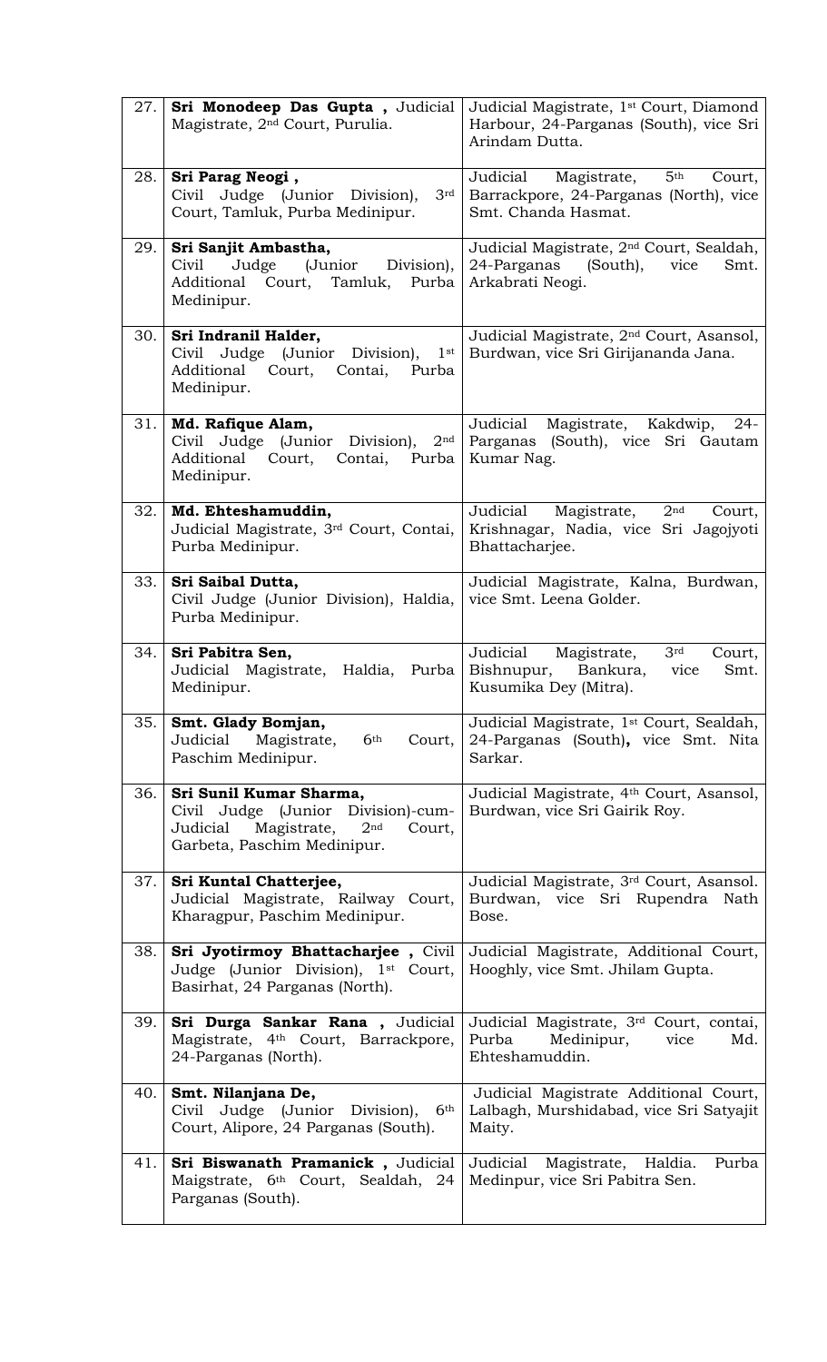| | | |
|---|---|---|
| 27. | **Sri Monodeep Das Gupta ,** Judicial Magistrate, 2nd Court, Purulia. | Judicial Magistrate, 1st Court, Diamond Harbour, 24-Parganas (South), vice Sri Arindam Dutta. |
| 28. | **Sri Parag Neogi ,** Civil Judge (Junior Division), 3rd Court, Tamluk, Purba Medinipur. | Judicial Magistrate, 5th Court, Barrackpore, 24-Parganas (North), vice Smt. Chanda Hasmat. |
| 29. | **Sri Sanjit Ambastha,** Civil Judge (Junior Division), Additional Court, Tamluk, Purba Medinipur. | Judicial Magistrate, 2nd Court, Sealdah, 24-Parganas (South), vice Smt. Arkabrati Neogi. |
| 30. | **Sri Indranil Halder,** Civil Judge (Junior Division), 1st Additional Court, Contai, Purba Medinipur. | Judicial Magistrate, 2nd Court, Asansol, Burdwan, vice Sri Girijananda Jana. |
| 31. | **Md. Rafique Alam,** Civil Judge (Junior Division), 2nd Additional Court, Contai, Purba Medinipur. | Judicial Magistrate, Kakdwip, 24-Parganas (South), vice Sri Gautam Kumar Nag. |
| 32. | **Md. Ehteshamuddin,** Judicial Magistrate, 3rd Court, Contai, Purba Medinipur. | Judicial Magistrate, 2nd Court, Krishnagar, Nadia, vice Sri Jagojyoti Bhattacharjee. |
| 33. | **Sri Saibal Dutta,** Civil Judge (Junior Division), Haldia, Purba Medinipur. | Judicial Magistrate, Kalna, Burdwan, vice Smt. Leena Golder. |
| 34. | **Sri Pabitra Sen,** Judicial Magistrate, Haldia, Purba Medinipur. | Judicial Magistrate, 3rd Court, Bishnupur, Bankura, vice Smt. Kusumika Dey (Mitra). |
| 35. | **Smt. Glady Bomjan,** Judicial Magistrate, 6th Court, Paschim Medinipur. | Judicial Magistrate, 1st Court, Sealdah, 24-Parganas (South)**,** vice Smt. Nita Sarkar. |
| 36. | **Sri Sunil Kumar Sharma,** Civil Judge (Junior Division)-cum-Judicial Magistrate, 2nd Court, Garbeta, Paschim Medinipur. | Judicial Magistrate, 4th Court, Asansol, Burdwan, vice Sri Gairik Roy. |
| 37. | **Sri Kuntal Chatterjee,** Judicial Magistrate, Railway Court, Kharagpur, Paschim Medinipur. | Judicial Magistrate, 3rd Court, Asansol. Burdwan, vice Sri Rupendra Nath Bose. |
| 38. | **Sri Jyotirmoy Bhattacharjee ,** Civil Judge (Junior Division), 1st Court, Basirhat, 24 Parganas (North). | Judicial Magistrate, Additional Court, Hooghly, vice Smt. Jhilam Gupta. |
| 39. | **Sri Durga Sankar Rana ,** Judicial Magistrate, 4th Court, Barrackpore, 24-Parganas (North). | Judicial Magistrate, 3rd Court, contai, Purba Medinipur, vice Md. Ehteshamuddin. |
| 40. | **Smt. Nilanjana De,** Civil Judge (Junior Division), 6th Court, Alipore, 24 Parganas (South). | Judicial Magistrate Additional Court, Lalbagh, Murshidabad, vice Sri Satyajit Maity. |
| 41. | **Sri Biswanath Pramanick ,** Judicial Maigstrate, 6th Court, Sealdah, 24 Parganas (South). | Judicial Magistrate, Haldia. Purba Medinpur, vice Sri Pabitra Sen. |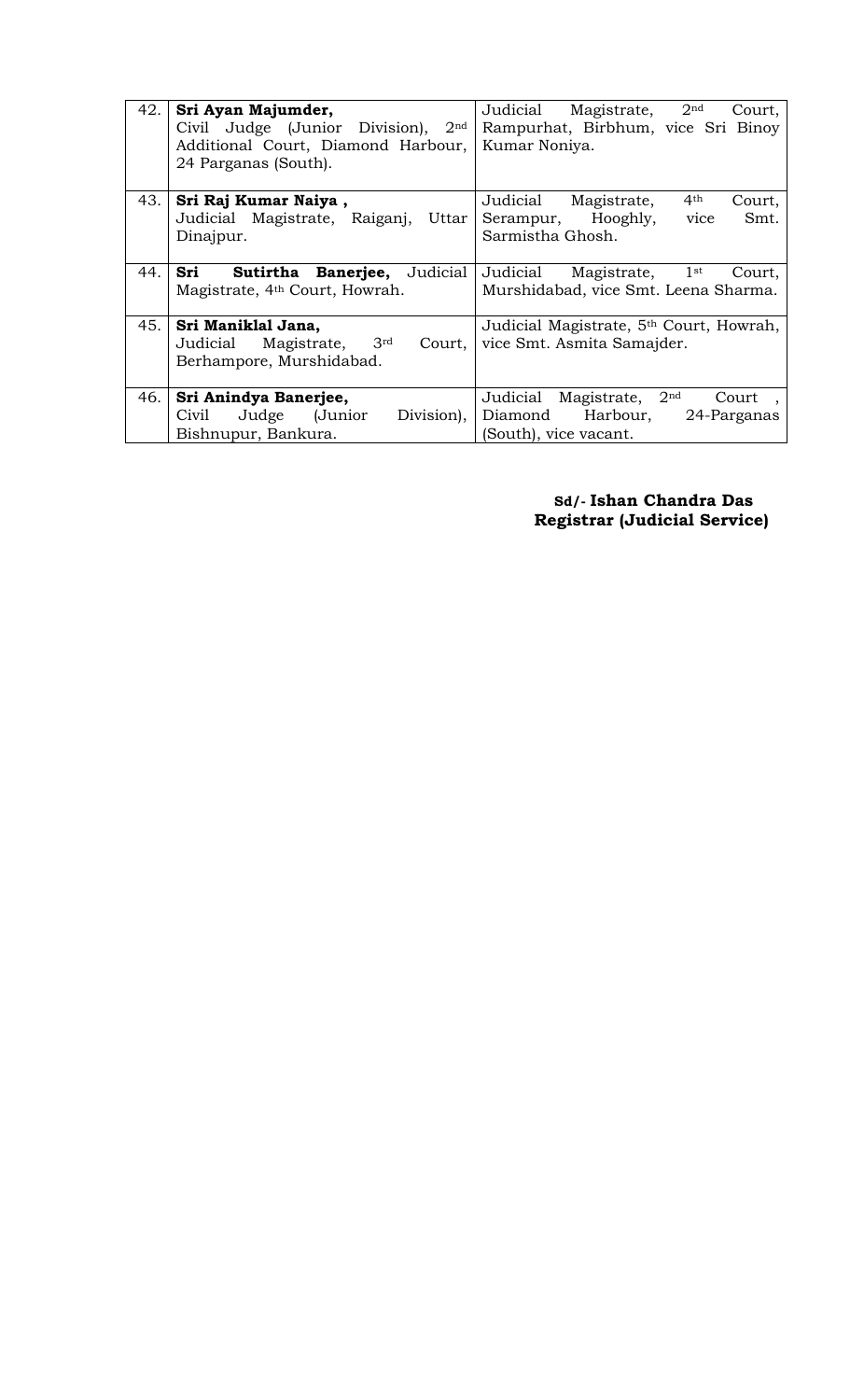| | | |
|---|---|---|
| 42. | **Sri Ayan Majumder,** Civil Judge (Junior Division), 2nd Additional Court, Diamond Harbour, 24 Parganas (South). | Judicial Magistrate, 2nd Court, Rampurhat, Birbhum, vice Sri Binoy Kumar Noniya. |
| 43. | **Sri Raj Kumar Naiya ,** Judicial Magistrate, Raiganj, Uttar Dinajpur. | Judicial Magistrate, 4th Court, Serampur, Hooghly, vice Smt. Sarmistha Ghosh. |
| 44. | **Sri Sutirtha Banerjee,** Judicial Magistrate, 4th Court, Howrah. | Judicial Magistrate, 1st Court, Murshidabad, vice Smt. Leena Sharma. |
| 45. | **Sri Maniklal Jana,** Judicial Magistrate, 3rd Court, Berhampore, Murshidabad. | Judicial Magistrate, 5th Court, Howrah, vice Smt. Asmita Samajder. |
| 46. | **Sri Anindya Banerjee,** Civil Judge (Junior Division), Bishnupur, Bankura. | Judicial Magistrate, 2nd Court , Diamond Harbour, 24-Parganas (South), vice vacant. |

**Sd/- Ishan Chandra Das**
**Registrar (Judicial Service)**